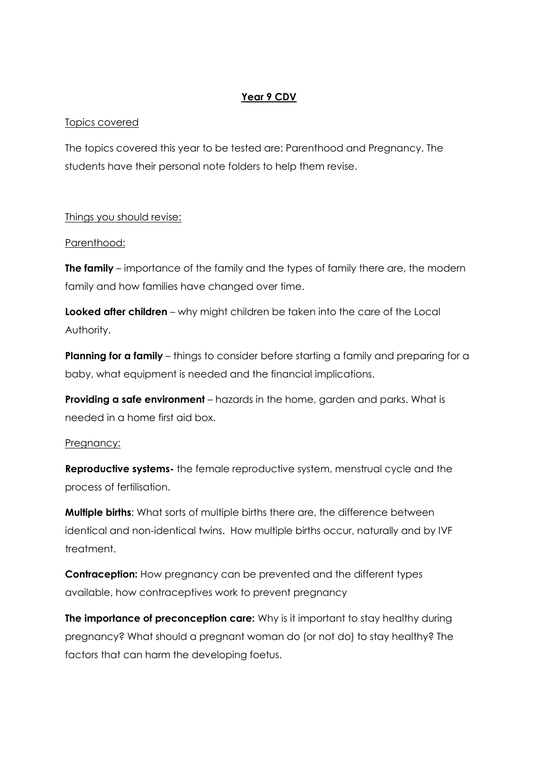# Year 9 CDV

## Topics covered

The topics covered this year to be tested are: Parenthood and Pregnancy. The students have their personal note folders to help them revise.

## Things you should revise:

### Parenthood:

**The family** – importance of the family and the types of family there are, the modern family and how families have changed over time.

**Looked after children** – why might children be taken into the care of the Local Authority.

**Planning for a family** – things to consider before starting a family and preparing for a baby, what equipment is needed and the financial implications.

**Providing a safe environment** – hazards in the home, garden and parks. What is needed in a home first aid box.

### Pregnancy:

**Reproductive systems-** the female reproductive system, menstrual cycle and the process of fertilisation.

**Multiple births**: What sorts of multiple births there are, the difference between identical and non-identical twins. How multiple births occur, naturally and by IVF treatment.

**Contraception:** How pregnancy can be prevented and the different types available, how contraceptives work to prevent pregnancy

**The importance of preconception care:** Why is it important to stay healthy during pregnancy? What should a pregnant woman do (or not do) to stay healthy? The factors that can harm the developing foetus.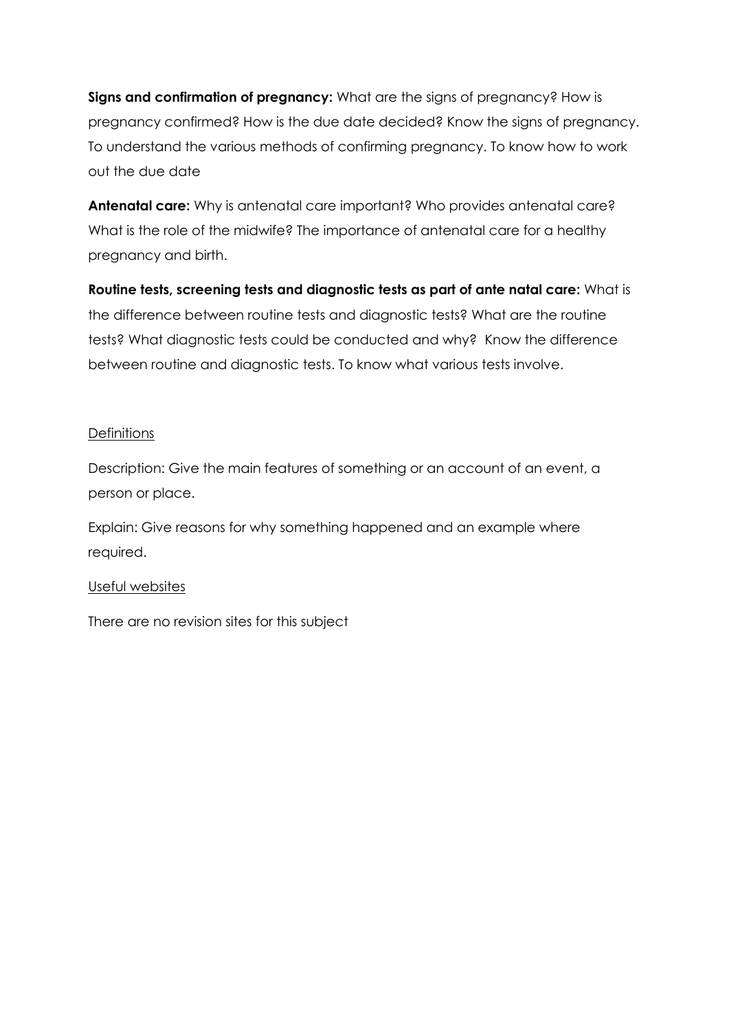**Signs and confirmation of pregnancy:** What are the signs of pregnancy? How is pregnancy confirmed? How is the due date decided? Know the signs of pregnancy. To understand the various methods of confirming pregnancy. To know how to work out the due date

**Antenatal care:** Why is antenatal care important? Who provides antenatal care? What is the role of the midwife? The importance of antenatal care for a healthy pregnancy and birth.

**Routine tests, screening tests and diagnostic tests as part of ante natal care:** What is the difference between routine tests and diagnostic tests? What are the routine tests? What diagnostic tests could be conducted and why? Know the difference between routine and diagnostic tests. To know what various tests involve.

<u>Definitions</u>

Description: Give the main features of something or an account of an event, a person or place.

Explain: Give reasons for why something happened and an example where required.

<u>Useful websites</u>

There are no revision sites for this subject